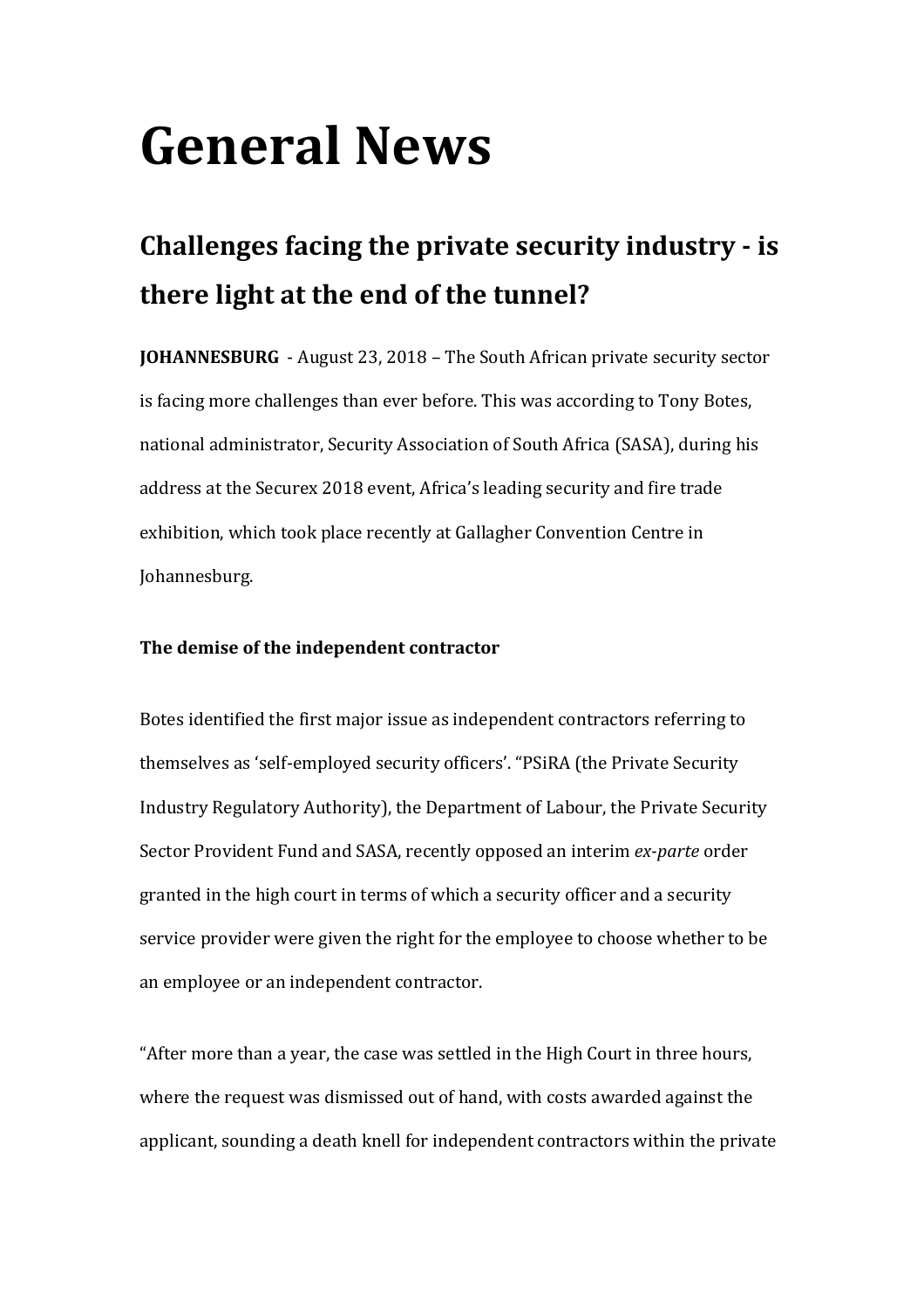# General News

## Challenges facing the private security industry - is there light at the end of the tunnel?

**JOHANNESBURG** - August 23, 2018 – The South African private security sector is facing more challenges than ever before. This was according to Tony Botes, national administrator, Security Association of South Africa (SASA), during his address at the Securex 2018 event, Africa's leading security and fire trade exhibition, which took place recently at Gallagher Convention Centre in Johannesburg.

**The demise of the independent contractor**

Botes identified the first major issue as independent contractors referring to themselves as 'self-employed security officers'. "PSiRA (the Private Security Industry Regulatory Authority), the Department of Labour, the Private Security Sector Provident Fund and SASA, recently opposed an interim *ex-parte* order granted in the high court in terms of which a security officer and a security service provider were given the right for the employee to choose whether to be an employee or an independent contractor.

"After more than a year, the case was settled in the High Court in three hours, where the request was dismissed out of hand, with costs awarded against the applicant, sounding a death knell for independent contractors within the private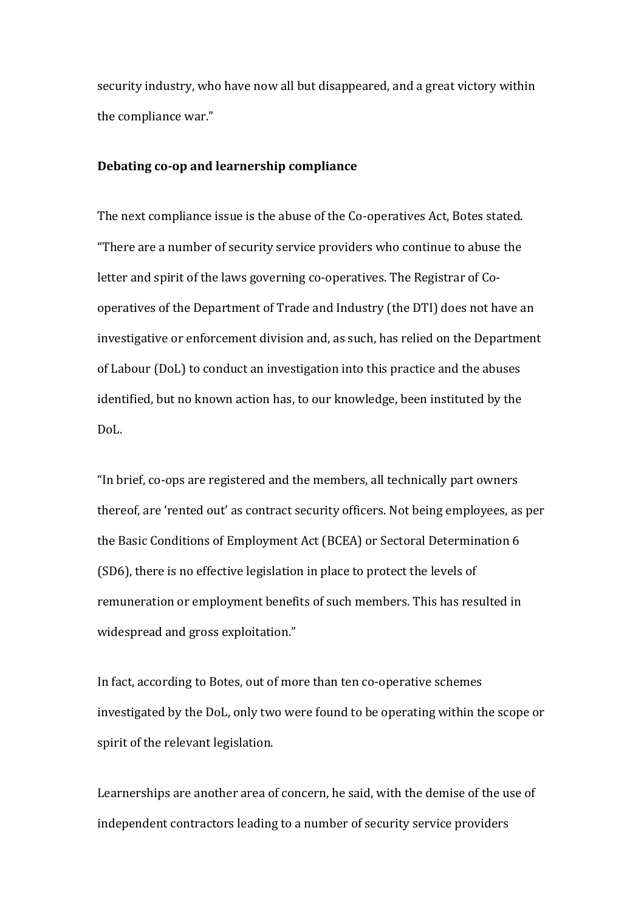security industry, who have now all but disappeared, and a great victory within the compliance war."

**Debating co-op and learnership compliance**

The next compliance issue is the abuse of the Co-operatives Act, Botes stated. "There are a number of security service providers who continue to abuse the letter and spirit of the laws governing co-operatives. The Registrar of Co-operatives of the Department of Trade and Industry (the DTI) does not have an investigative or enforcement division and, as such, has relied on the Department of Labour (DoL) to conduct an investigation into this practice and the abuses identified, but no known action has, to our knowledge, been instituted by the DoL.

"In brief, co-ops are registered and the members, all technically part owners thereof, are 'rented out' as contract security officers. Not being employees, as per the Basic Conditions of Employment Act (BCEA) or Sectoral Determination 6 (SD6), there is no effective legislation in place to protect the levels of remuneration or employment benefits of such members. This has resulted in widespread and gross exploitation."

In fact, according to Botes, out of more than ten co-operative schemes investigated by the DoL, only two were found to be operating within the scope or spirit of the relevant legislation.

Learnerships are another area of concern, he said, with the demise of the use of independent contractors leading to a number of security service providers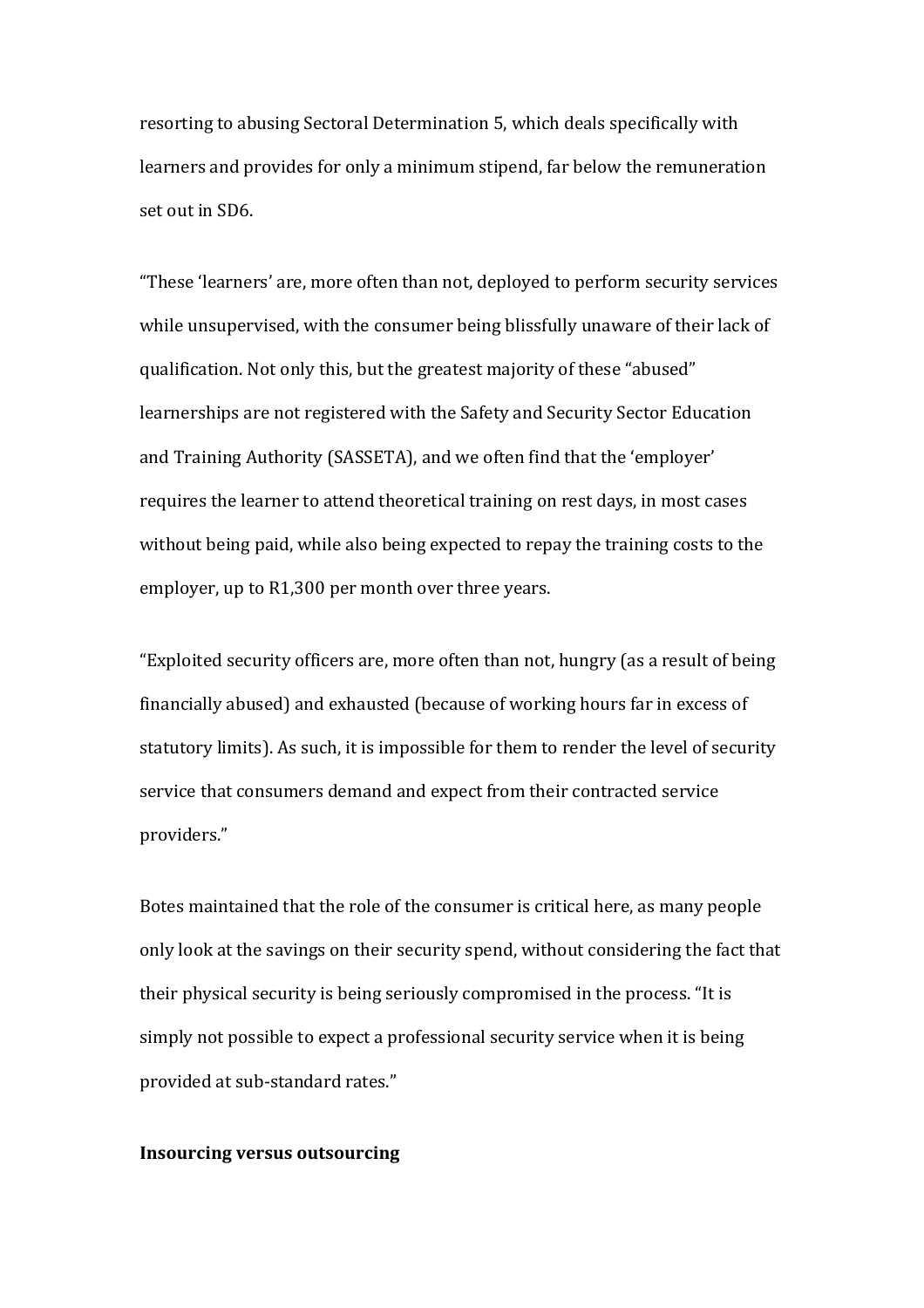resorting to abusing Sectoral Determination 5, which deals specifically with learners and provides for only a minimum stipend, far below the remuneration set out in SD6.

"These 'learners' are, more often than not, deployed to perform security services while unsupervised, with the consumer being blissfully unaware of their lack of qualification. Not only this, but the greatest majority of these "abused" learnerships are not registered with the Safety and Security Sector Education and Training Authority (SASSETA), and we often find that the 'employer' requires the learner to attend theoretical training on rest days, in most cases without being paid, while also being expected to repay the training costs to the employer, up to R1,300 per month over three years.

"Exploited security officers are, more often than not, hungry (as a result of being financially abused) and exhausted (because of working hours far in excess of statutory limits). As such, it is impossible for them to render the level of security service that consumers demand and expect from their contracted service providers."

Botes maintained that the role of the consumer is critical here, as many people only look at the savings on their security spend, without considering the fact that their physical security is being seriously compromised in the process. "It is simply not possible to expect a professional security service when it is being provided at sub-standard rates."

**Insourcing versus outsourcing**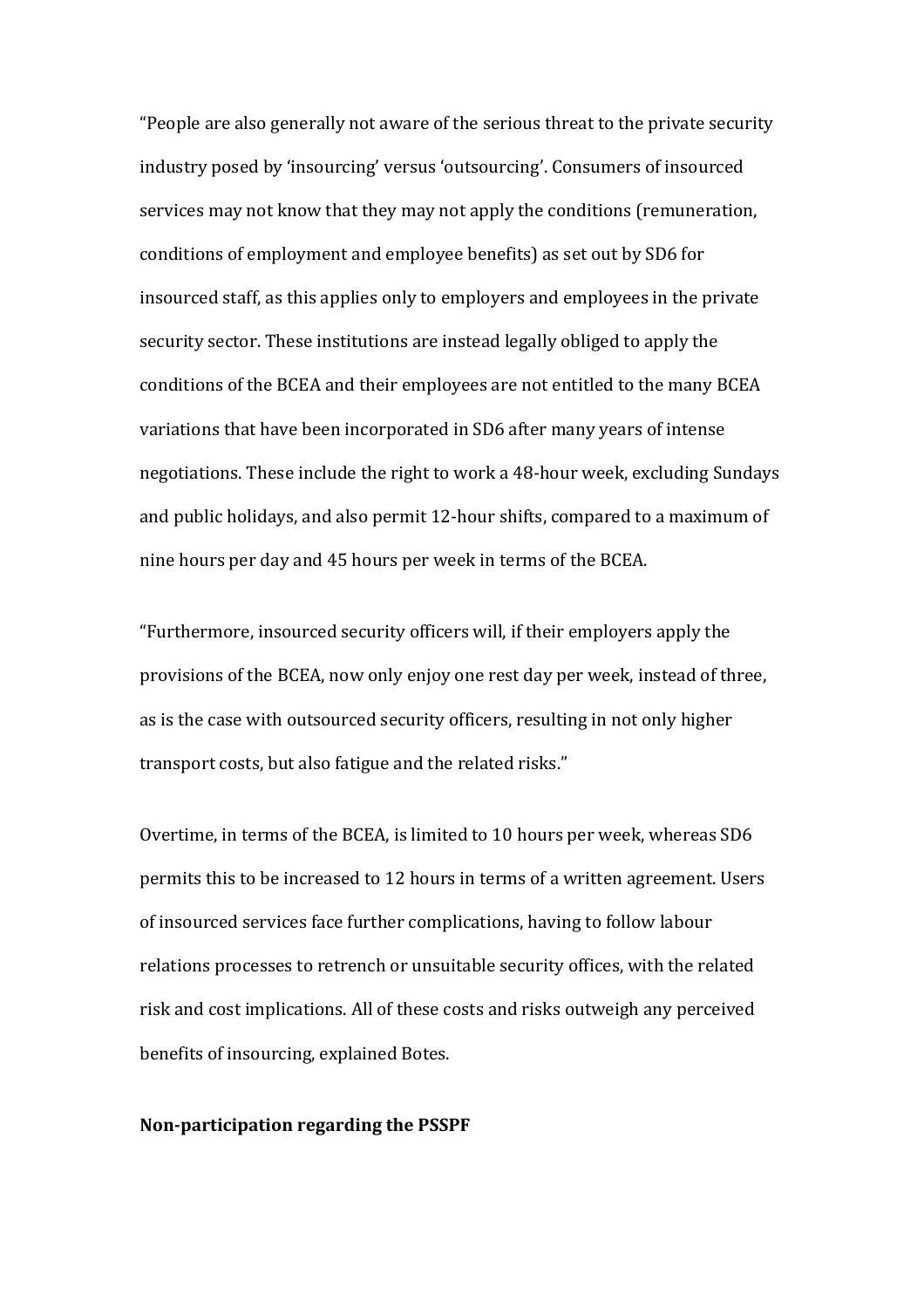“People are also generally not aware of the serious threat to the private security industry posed by ‘insourcing’ versus ‘outsourcing’. Consumers of insourced services may not know that they may not apply the conditions (remuneration, conditions of employment and employee benefits) as set out by SD6 for insourced staff, as this applies only to employers and employees in the private security sector. These institutions are instead legally obliged to apply the conditions of the BCEA and their employees are not entitled to the many BCEA variations that have been incorporated in SD6 after many years of intense negotiations. These include the right to work a 48-hour week, excluding Sundays and public holidays, and also permit 12-hour shifts, compared to a maximum of nine hours per day and 45 hours per week in terms of the BCEA.

“Furthermore, insourced security officers will, if their employers apply the provisions of the BCEA, now only enjoy one rest day per week, instead of three, as is the case with outsourced security officers, resulting in not only higher transport costs, but also fatigue and the related risks.”

Overtime, in terms of the BCEA, is limited to 10 hours per week, whereas SD6 permits this to be increased to 12 hours in terms of a written agreement. Users of insourced services face further complications, having to follow labour relations processes to retrench or unsuitable security offices, with the related risk and cost implications. All of these costs and risks outweigh any perceived benefits of insourcing, explained Botes.

**Non-participation regarding the PSSPF**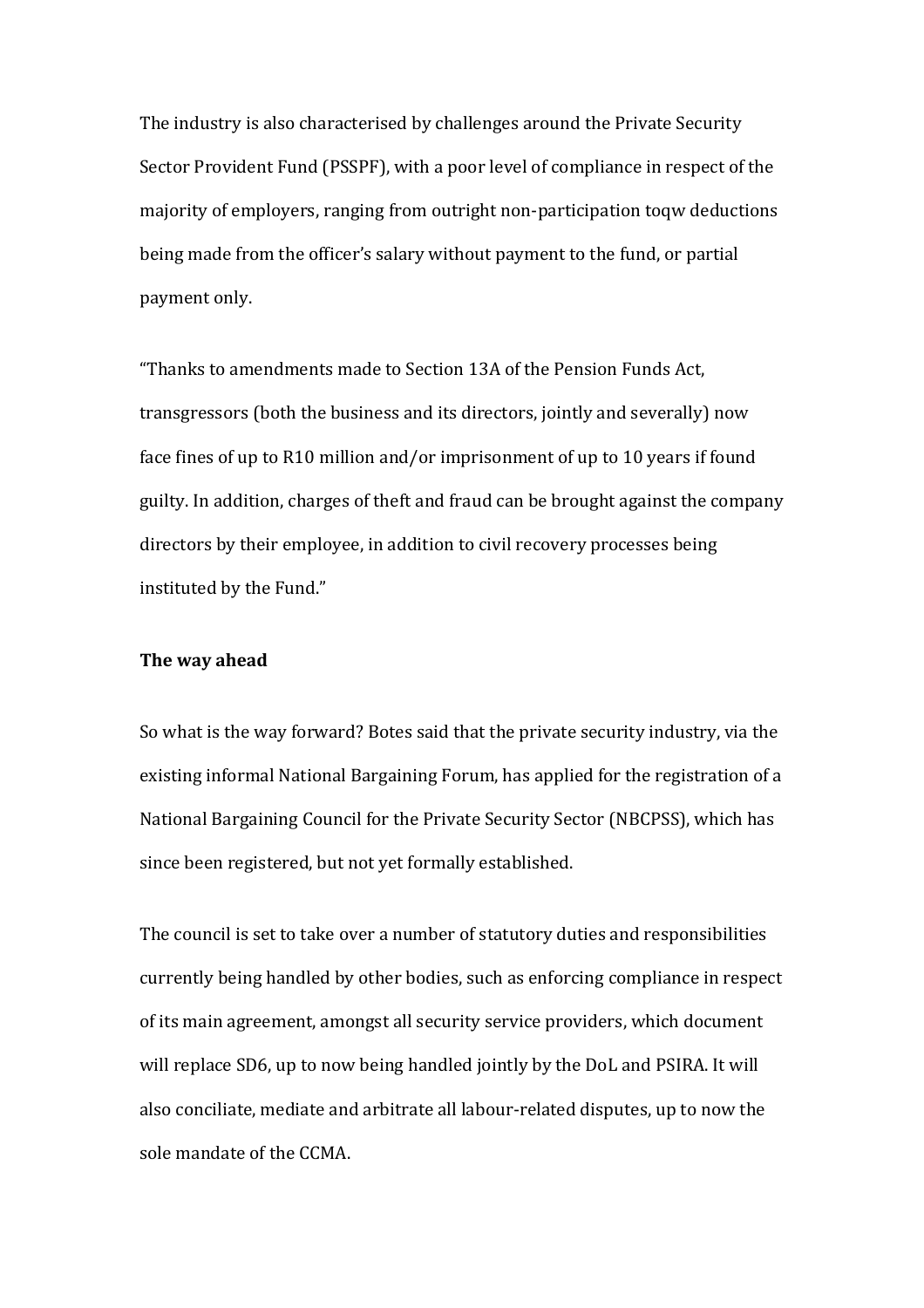The industry is also characterised by challenges around the Private Security Sector Provident Fund (PSSPF), with a poor level of compliance in respect of the majority of employers, ranging from outright non-participation toqw deductions being made from the officer's salary without payment to the fund, or partial payment only.

"Thanks to amendments made to Section 13A of the Pension Funds Act, transgressors (both the business and its directors, jointly and severally) now face fines of up to R10 million and/or imprisonment of up to 10 years if found guilty. In addition, charges of theft and fraud can be brought against the company directors by their employee, in addition to civil recovery processes being instituted by the Fund."

**The way ahead**

So what is the way forward? Botes said that the private security industry, via the existing informal National Bargaining Forum, has applied for the registration of a National Bargaining Council for the Private Security Sector (NBCPSS), which has since been registered, but not yet formally established.

The council is set to take over a number of statutory duties and responsibilities currently being handled by other bodies, such as enforcing compliance in respect of its main agreement, amongst all security service providers, which document will replace SD6, up to now being handled jointly by the DoL and PSIRA. It will also conciliate, mediate and arbitrate all labour-related disputes, up to now the sole mandate of the CCMA.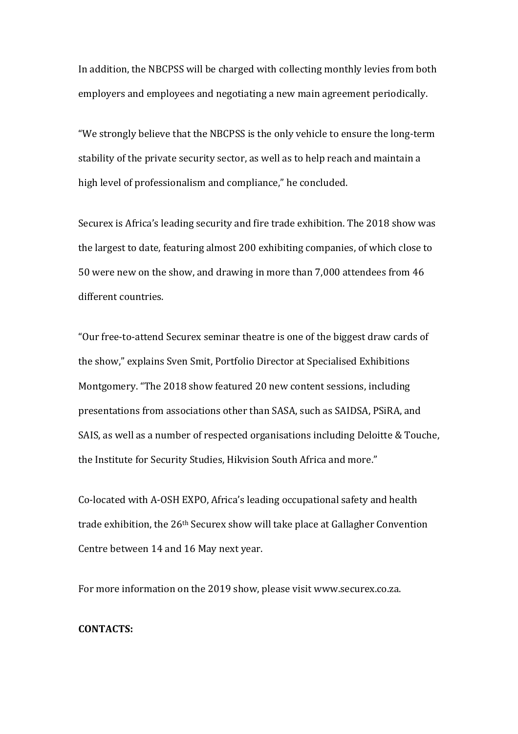In addition, the NBCPSS will be charged with collecting monthly levies from both employers and employees and negotiating a new main agreement periodically.

"We strongly believe that the NBCPSS is the only vehicle to ensure the long-term stability of the private security sector, as well as to help reach and maintain a high level of professionalism and compliance," he concluded.

Securex is Africa's leading security and fire trade exhibition. The 2018 show was the largest to date, featuring almost 200 exhibiting companies, of which close to 50 were new on the show, and drawing in more than 7,000 attendees from 46 different countries.

"Our free-to-attend Securex seminar theatre is one of the biggest draw cards of the show," explains Sven Smit, Portfolio Director at Specialised Exhibitions Montgomery. "The 2018 show featured 20 new content sessions, including presentations from associations other than SASA, such as SAIDSA, PSiRA, and SAIS, as well as a number of respected organisations including Deloitte & Touche, the Institute for Security Studies, Hikvision South Africa and more."

Co-located with A-OSH EXPO, Africa's leading occupational safety and health trade exhibition, the 26th Securex show will take place at Gallagher Convention Centre between 14 and 16 May next year.

For more information on the 2019 show, please visit www.securex.co.za.

**CONTACTS:**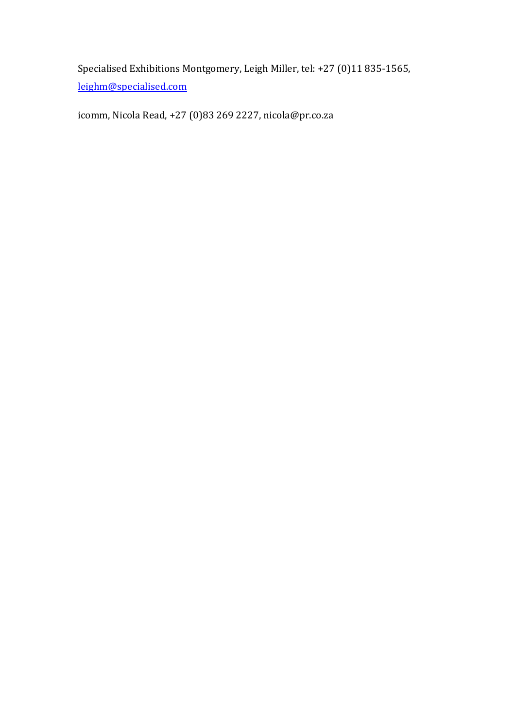Specialised Exhibitions Montgomery, Leigh Miller, tel: +27 (0)11 835-1565, leighm@specialised.com

icomm, Nicola Read, +27 (0)83 269 2227, nicola@pr.co.za